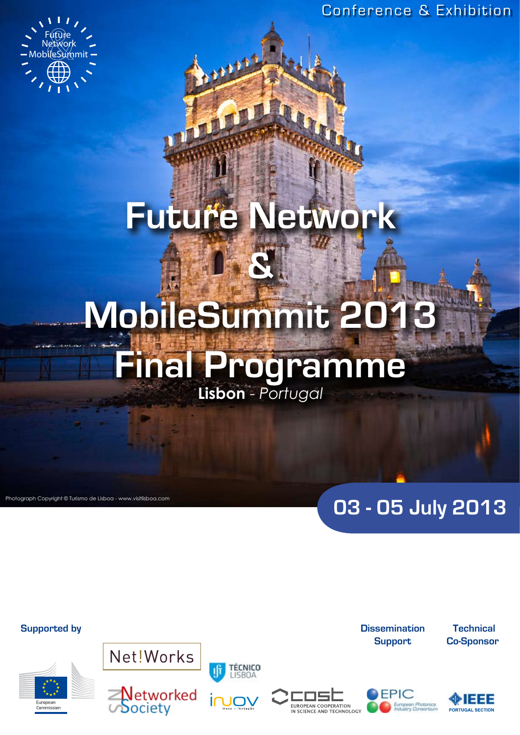Conference & Exhibition

Future Network MobileSummit

# Future Network & MobileSummit 2013 Final Programme

**Lisbon** - *Portugal*

Photograph Copyright © Turismo de Lisboa - www.visitlisboa.com

## 03 - 05 July 2013

**Supported by**

European Commission

Net!Works

Networked Society

TÉCNICO LISBOA

inov inesc inovação

cost EUROPEAN COOPERATION IN SCIENCE AND TECHNOLOGY

**Dissemination Support**

EPIC European Photonics Industry Consortium

**Technical Co-Sponsor**

IEEE PORTUGAL SECTION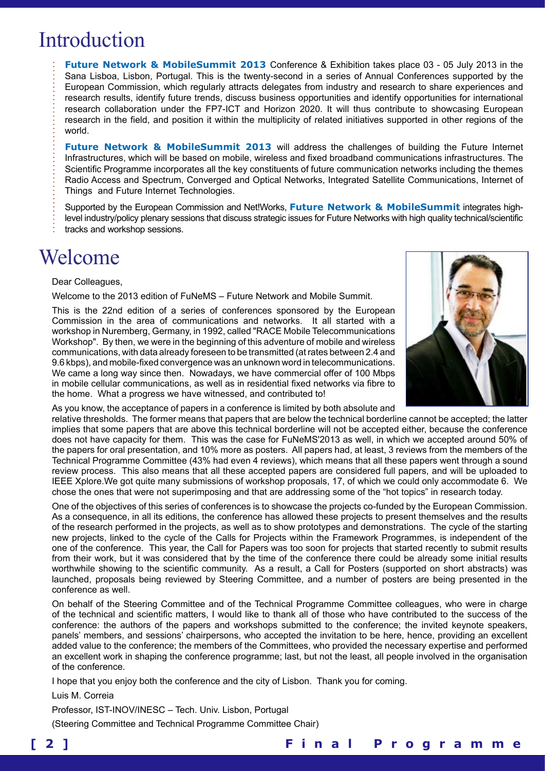# Introduction

**Future Network & MobileSummit 2013** Conference & Exhibition takes place 03 - 05 July 2013 in the Sana Lisboa, Lisbon, Portugal. This is the twenty-second in a series of Annual Conferences supported by the European Commission, which regularly attracts delegates from industry and research to share experiences and research results, identify future trends, discuss business opportunities and identify opportunities for international research collaboration under the FP7-ICT and Horizon 2020. It will thus contribute to showcasing European research in the field, and position it within the multiplicity of related initiatives supported in other regions of the world.

**Future Network & MobileSummit 2013** will address the challenges of building the Future Internet Infrastructures, which will be based on mobile, wireless and fixed broadband communications infrastructures. The Scientific Programme incorporates all the key constituents of future communication networks including the themes Radio Access and Spectrum, Converged and Optical Networks, Integrated Satellite Communications, Internet of Things and Future Internet Technologies.

Supported by the European Commission and Net!Works, **Future Network & MobileSummit** integrates high-level industry/policy plenary sessions that discuss strategic issues for Future Networks with high quality technical/scientific tracks and workshop sessions.

# Welcome

Dear Colleagues,

Welcome to the 2013 edition of FuNeMS – Future Network and Mobile Summit.

This is the 22nd edition of a series of conferences sponsored by the European Commission in the area of communications and networks. It all started with a workshop in Nuremberg, Germany, in 1992, called "RACE Mobile Telecommunications Workshop". By then, we were in the beginning of this adventure of mobile and wireless communications, with data already foreseen to be transmitted (at rates between 2.4 and 9.6 kbps), and mobile-fixed convergence was an unknown word in telecommunications. We came a long way since then. Nowadays, we have commercial offer of 100 Mbps in mobile cellular communications, as well as in residential fixed networks via fibre to the home. What a progress we have witnessed, and contributed to!

As you know, the acceptance of papers in a conference is limited by both absolute and relative thresholds. The former means that papers that are below the technical borderline cannot be accepted; the latter implies that some papers that are above this technical borderline will not be accepted either, because the conference does not have capacity for them. This was the case for FuNeMS'2013 as well, in which we accepted around 50% of the papers for oral presentation, and 10% more as posters. All papers had, at least, 3 reviews from the members of the Technical Programme Committee (43% had even 4 reviews), which means that all these papers went through a sound review process. This also means that all these accepted papers are considered full papers, and will be uploaded to IEEE Xplore.We got quite many submissions of workshop proposals, 17, of which we could only accommodate 6. We chose the ones that were not superimposing and that are addressing some of the "hot topics" in research today.

One of the objectives of this series of conferences is to showcase the projects co-funded by the European Commission. As a consequence, in all its editions, the conference has allowed these projects to present themselves and the results of the research performed in the projects, as well as to show prototypes and demonstrations. The cycle of the starting new projects, linked to the cycle of the Calls for Projects within the Framework Programmes, is independent of the one of the conference. This year, the Call for Papers was too soon for projects that started recently to submit results from their work, but it was considered that by the time of the conference there could be already some initial results worthwhile showing to the scientific community. As a result, a Call for Posters (supported on short abstracts) was launched, proposals being reviewed by Steering Committee, and a number of posters are being presented in the conference as well.

On behalf of the Steering Committee and of the Technical Programme Committee colleagues, who were in charge of the technical and scientific matters, I would like to thank all of those who have contributed to the success of the conference: the authors of the papers and workshops submitted to the conference; the invited keynote speakers, panels' members, and sessions' chairpersons, who accepted the invitation to be here, hence, providing an excellent added value to the conference; the members of the Committees, who provided the necessary expertise and performed an excellent work in shaping the conference programme; last, but not the least, all people involved in the organisation of the conference.

I hope that you enjoy both the conference and the city of Lisbon. Thank you for coming.

Luis M. Correia

Professor, IST-INOV/INESC – Tech. Univ. Lisbon, Portugal

(Steering Committee and Technical Programme Committee Chair)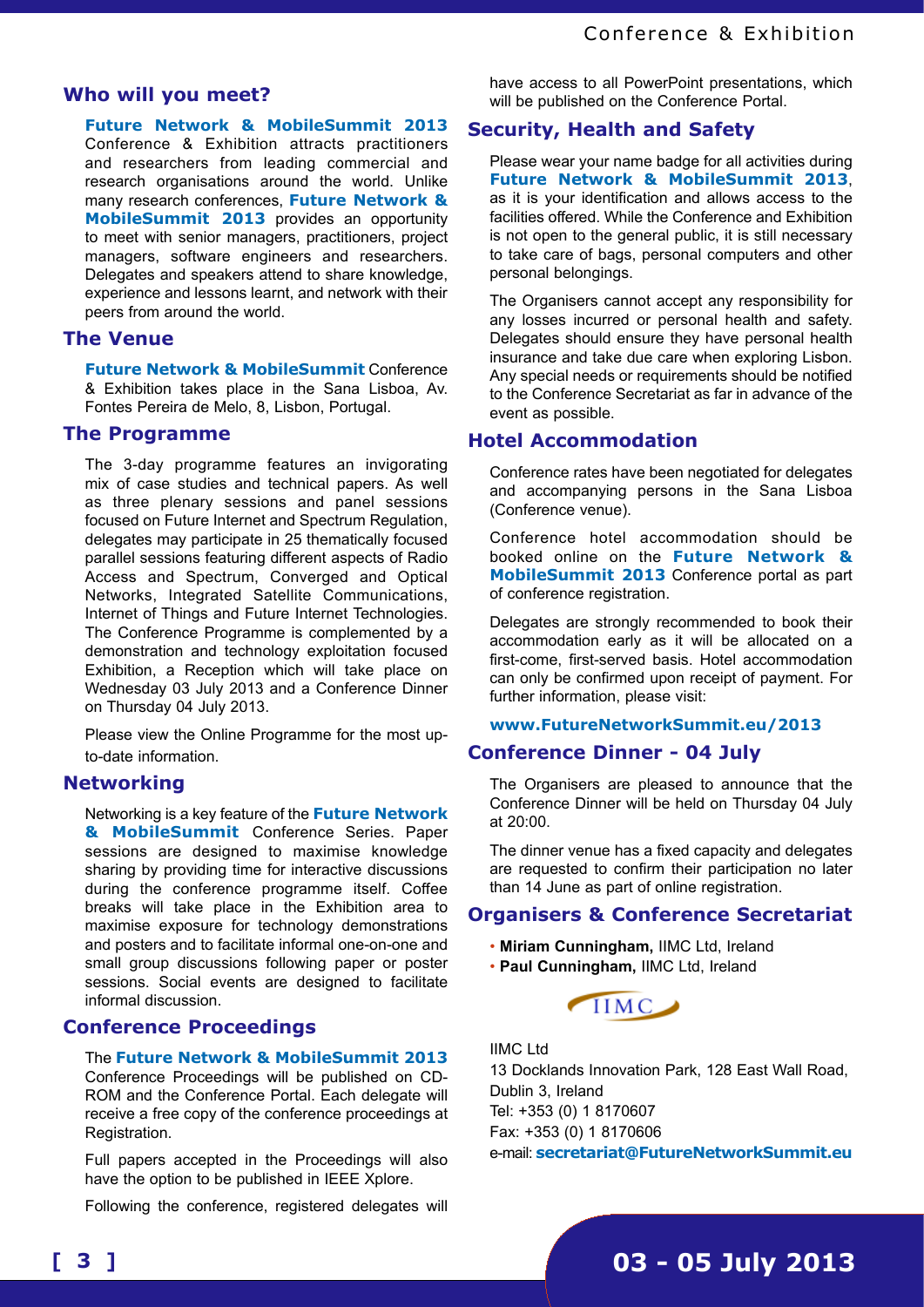## Who will you meet?

**Future Network & MobileSummit 2013** Conference & Exhibition attracts practitioners and researchers from leading commercial and research organisations around the world. Unlike many research conferences, **Future Network & MobileSummit 2013** provides an opportunity to meet with senior managers, practitioners, project managers, software engineers and researchers. Delegates and speakers attend to share knowledge, experience and lessons learnt, and network with their peers from around the world.

## The Venue

**Future Network & MobileSummit** Conference & Exhibition takes place in the Sana Lisboa, Av. Fontes Pereira de Melo, 8, Lisbon, Portugal.

## The Programme

The 3-day programme features an invigorating mix of case studies and technical papers. As well as three plenary sessions and panel sessions focused on Future Internet and Spectrum Regulation, delegates may participate in 25 thematically focused parallel sessions featuring different aspects of Radio Access and Spectrum, Converged and Optical Networks, Integrated Satellite Communications, Internet of Things and Future Internet Technologies. The Conference Programme is complemented by a demonstration and technology exploitation focused Exhibition, a Reception which will take place on Wednesday 03 July 2013 and a Conference Dinner on Thursday 04 July 2013.

Please view the Online Programme for the most up-to-date information.

## Networking

Networking is a key feature of the **Future Network & MobileSummit** Conference Series. Paper sessions are designed to maximise knowledge sharing by providing time for interactive discussions during the conference programme itself. Coffee breaks will take place in the Exhibition area to maximise exposure for technology demonstrations and posters and to facilitate informal one-on-one and small group discussions following paper or poster sessions. Social events are designed to facilitate informal discussion.

## Conference Proceedings

The **Future Network & MobileSummit 2013** Conference Proceedings will be published on CD-ROM and the Conference Portal. Each delegate will receive a free copy of the conference proceedings at Registration.

Full papers accepted in the Proceedings will also have the option to be published in IEEE Xplore.

Following the conference, registered delegates will have access to all PowerPoint presentations, which will be published on the Conference Portal.

## Security, Health and Safety

Please wear your name badge for all activities during **Future Network & MobileSummit 2013**, as it is your identification and allows access to the facilities offered. While the Conference and Exhibition is not open to the general public, it is still necessary to take care of bags, personal computers and other personal belongings.

The Organisers cannot accept any responsibility for any losses incurred or personal health and safety. Delegates should ensure they have personal health insurance and take due care when exploring Lisbon. Any special needs or requirements should be notified to the Conference Secretariat as far in advance of the event as possible.

## Hotel Accommodation

Conference rates have been negotiated for delegates and accompanying persons in the Sana Lisboa (Conference venue).

Conference hotel accommodation should be booked online on the **Future Network & MobileSummit 2013** Conference portal as part of conference registration.

Delegates are strongly recommended to book their accommodation early as it will be allocated on a first-come, first-served basis. Hotel accommodation can only be confirmed upon receipt of payment. For further information, please visit:

**www.FutureNetworkSummit.eu/2013**

## Conference Dinner - 04 July

The Organisers are pleased to announce that the Conference Dinner will be held on Thursday 04 July at 20:00.

The dinner venue has a fixed capacity and delegates are requested to confirm their participation no later than 14 June as part of online registration.

## Organisers & Conference Secretariat

- **Miriam Cunningham,** IIMC Ltd, Ireland
- **Paul Cunningham,** IIMC Ltd, Ireland

IIMC Ltd
13 Docklands Innovation Park, 128 East Wall Road, Dublin 3, Ireland
Tel: +353 (0) 1 8170607
Fax: +353 (0) 1 8170606
e-mail: **secretariat@FutureNetworkSummit.eu**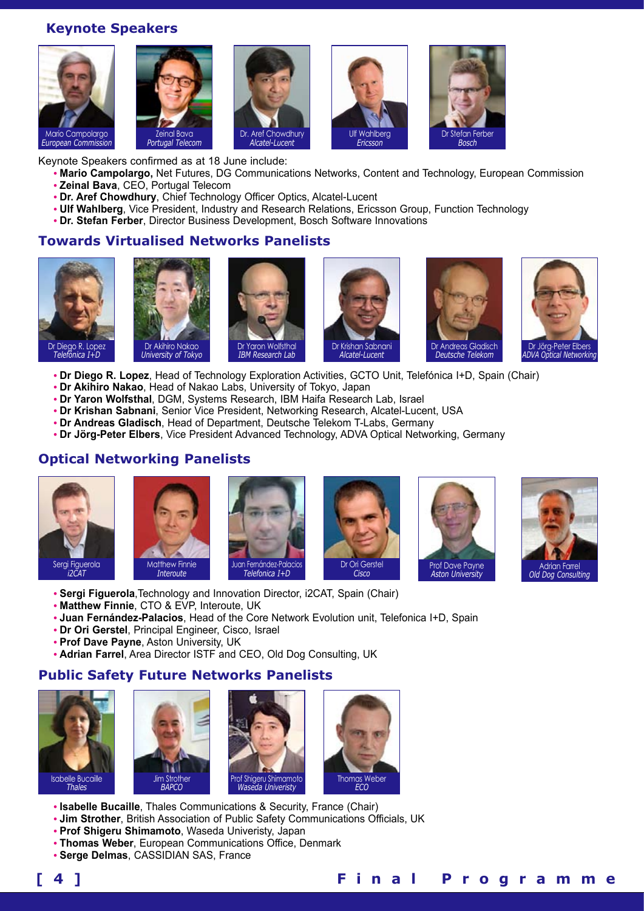## Keynote Speakers

Mario Campolargo
*European Commission*

Zeinal Bava
*Portugal Telecom*

Dr. Aref Chowdhury
*Alcatel-Lucent*

Ulf Wahlberg
*Ericsson*

Dr Stefan Ferber
*Bosch*

Keynote Speakers confirmed as at 18 June include:

- **Mario Campolargo,** Net Futures, DG Communications Networks, Content and Technology, European Commission
- **Zeinal Bava**, CEO, Portugal Telecom
- **Dr. Aref Chowdhury**, Chief Technology Officer Optics, Alcatel-Lucent
- **Ulf Wahlberg**, Vice President, Industry and Research Relations, Ericsson Group, Function Technology
- **Dr. Stefan Ferber**, Director Business Development, Bosch Software Innovations

## Towards Virtualised Networks Panelists

Dr Diego R. Lopez
*Telefónica I+D*

Dr Akihiro Nakao
*University of Tokyo*

Dr Yaron Wolfsthal
*IBM Research Lab*

Dr Krishan Sabnani
*Alcatel-Lucent*

Dr Andreas Gladisch
*Deutsche Telekom*

Dr Jörg-Peter Elbers
*ADVA Optical Networking*

- **Dr Diego R. Lopez**, Head of Technology Exploration Activities, GCTO Unit, Telefónica I+D, Spain (Chair)
- **Dr Akihiro Nakao**, Head of Nakao Labs, University of Tokyo, Japan
- **Dr Yaron Wolfsthal**, DGM, Systems Research, IBM Haifa Research Lab, Israel
- **Dr Krishan Sabnani**, Senior Vice President, Networking Research, Alcatel-Lucent, USA
- **Dr Andreas Gladisch**, Head of Department, Deutsche Telekom T-Labs, Germany
- **Dr Jörg-Peter Elbers**, Vice President Advanced Technology, ADVA Optical Networking, Germany

## Optical Networking Panelists

Sergi Figuerola
*i2CAT*

Matthew Finnie
*Interoute*

Juan Fernández-Palacios
*Telefonica I+D*

Dr Ori Gerstel
*Cisco*

Prof Dave Payne
*Aston University*

Adrian Farrel
*Old Dog Consulting*

- **Sergi Figuerola**,Technology and Innovation Director, i2CAT, Spain (Chair)
- **Matthew Finnie**, CTO & EVP, Interoute, UK
- **Juan Fernández-Palacios**, Head of the Core Network Evolution unit, Telefonica I+D, Spain
- **Dr Ori Gerstel**, Principal Engineer, Cisco, Israel
- **Prof Dave Payne**, Aston University, UK
- **Adrian Farrel**, Area Director ISTF and CEO, Old Dog Consulting, UK

## Public Safety Future Networks Panelists

Isabelle Bucaille
*Thales*

Jim Strother
*BAPCO*

Prof Shigeru Shimamoto
*Waseda Univeristy*

Thomas Weber
*ECO*

- **Isabelle Bucaille**, Thales Communications & Security, France (Chair)
- **Jim Strother**, British Association of Public Safety Communications Officials, UK
- **Prof Shigeru Shimamoto**, Waseda Univeristy, Japan
- **Thomas Weber**, European Communications Office, Denmark
- **Serge Delmas**, CASSIDIAN SAS, France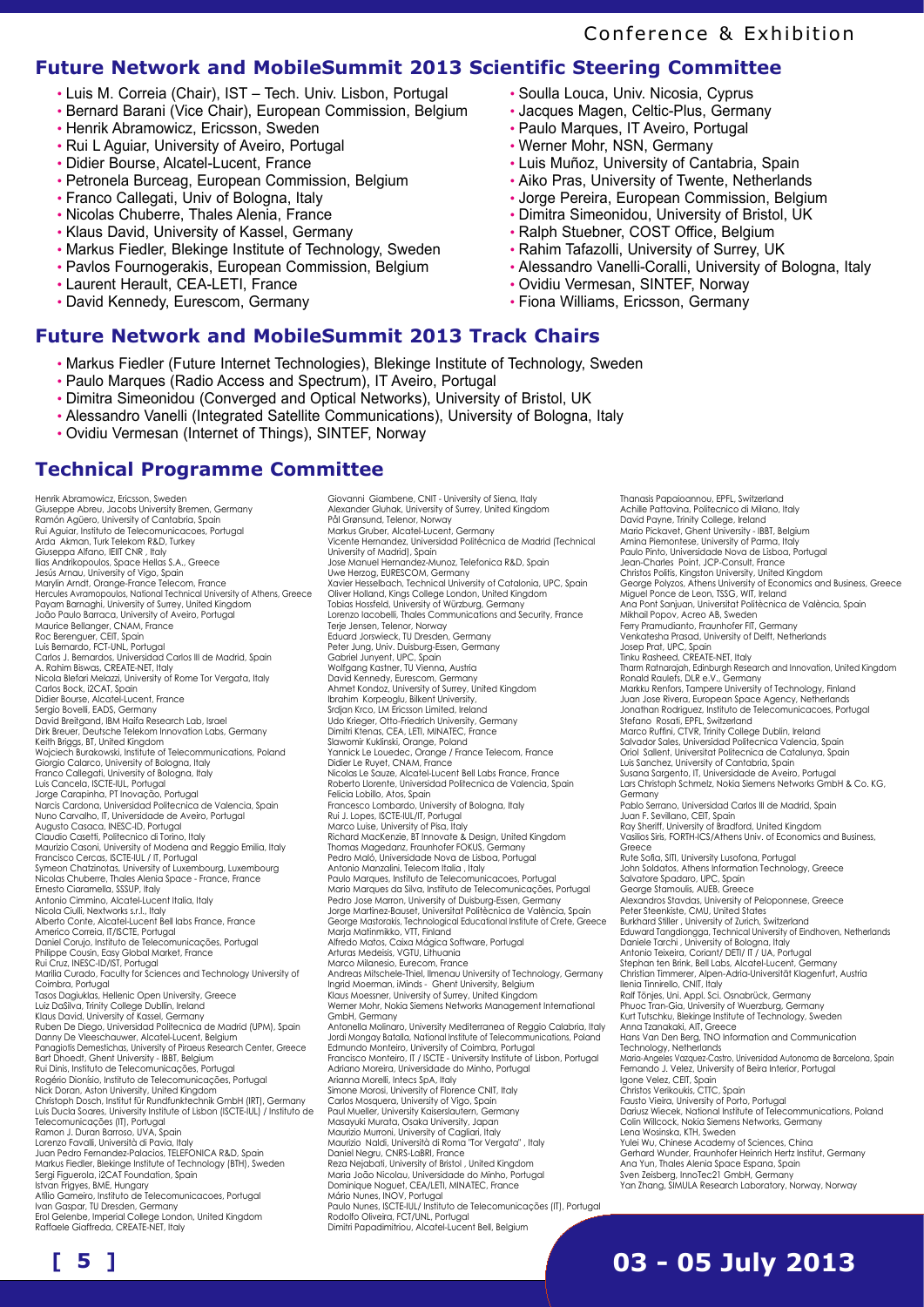## Future Network and MobileSummit 2013 Scientific Steering Committee

- Luis M. Correia (Chair), IST – Tech. Univ. Lisbon, Portugal
- Bernard Barani (Vice Chair), European Commission, Belgium
- Henrik Abramowicz, Ericsson, Sweden
- Rui L Aguiar, University of Aveiro, Portugal
- Didier Bourse, Alcatel-Lucent, France
- Petronela Burceag, European Commission, Belgium
- Franco Callegati, Univ of Bologna, Italy
- Nicolas Chuberre, Thales Alenia, France
- Klaus David, University of Kassel, Germany
- Markus Fiedler, Blekinge Institute of Technology, Sweden
- Pavlos Fournogerakis, European Commission, Belgium
- Laurent Herault, CEA-LETI, France
- David Kennedy, Eurescom, Germany
- Soulla Louca, Univ. Nicosia, Cyprus
- Jacques Magen, Celtic-Plus, Germany
- Paulo Marques, IT Aveiro, Portugal
- Werner Mohr, NSN, Germany
- Luis Muñoz, University of Cantabria, Spain
- Aiko Pras, University of Twente, Netherlands
- Jorge Pereira, European Commission, Belgium
- Dimitra Simeonidou, University of Bristol, UK
- Ralph Stuebner, COST Office, Belgium
- Rahim Tafazolli, University of Surrey, UK
- Alessandro Vanelli-Coralli, University of Bologna, Italy
- Ovidiu Vermesan, SINTEF, Norway
- Fiona Williams, Ericsson, Germany

## Future Network and MobileSummit 2013 Track Chairs

- Markus Fiedler (Future Internet Technologies), Blekinge Institute of Technology, Sweden
- Paulo Marques (Radio Access and Spectrum), IT Aveiro, Portugal
- Dimitra Simeonidou (Converged and Optical Networks), University of Bristol, UK
- Alessandro Vanelli (Integrated Satellite Communications), University of Bologna, Italy
- Ovidiu Vermesan (Internet of Things), SINTEF, Norway

## Technical Programme Committee

Henrik Abramowicz, Ericsson, Sweden
Giuseppe Abreu, Jacobs University Bremen, Germany
Ramón Agüero, University of Cantabria, Spain
Rui Aguiar, Instituto de Telecomunicacoes, Portugal
Arda Akman, Turk Telekom R&D, Turkey
Giuseppa Alfano, IEIIT CNR , Italy
Ilias Andrikopoulos, Space Hellas S.A., Greece
Jesús Arnau, University of Vigo, Spain
Marylin Arndt, Orange-France Telecom, France
Hercules Avramopoulos, National Technical University of Athens, Greece
Payam Barnaghi, University of Surrey, United Kingdom
João Paulo Barraca, University of Aveiro, Portugal
Maurice Bellanger, CNAM, France
Roc Berenguer, CEIT, Spain
Luis Bernardo, FCT-UNL, Portugal
Carlos J. Bernardos, Universidad Carlos III de Madrid, Spain
A. Rahim Biswas, CREATE-NET, Italy
Nicola Blefari Melazzi, University of Rome Tor Vergata, Italy
Carlos Bock, i2CAT, Spain
Didier Bourse, Alcatel-Lucent, France
Sergio Bovelli, EADS, Germany
David Breitgand, IBM Haifa Research Lab, Israel
Dirk Breuer, Deutsche Telekom Innovation Labs, Germany
Keith Briggs, BT, United Kingdom
Wojciech Burakowski, Institute of Telecommunications, Poland
Giorgio Calarco, University of Bologna, Italy
Franco Callegati, University of Bologna, Italy
Luis Cancela, ISCTE-IUL, Portugal
Jorge Carapinha, PT Inovação, Portugal
Narcis Cardona, Universidad Politecnica de Valencia, Spain
Nuno Carvalho, IT, Universidade de Aveiro, Portugal
Augusto Casaca, INESC-ID, Portugal
Claudio Casetti, Politecnico di Torino, Italy
Maurizio Casoni, University of Modena and Reggio Emilia, Italy
Francisco Cercas, ISCTE-IUL / IT, Portugal
Symeon Chatzinotas, University of Luxembourg, Luxembourg
Nicolas Chuberre, Thales Alenia Space - France, France
Ernesto Ciaramella, SSSUP, Italy
Antonio Cimmino, Alcatel-Lucent Italia, Italy
Nicola Ciulli, Nextworks s.r.l., Italy
Alberto Conte, Alcatel-Lucent Bell labs France, France
Americo Correia, IT/ISCTE, Portugal
Daniel Corujo, Instituto de Telecomunicações, Portugal
Philippe Cousin, Easy Global Market, France
Rui Cruz, INESC-ID/IST, Portugal
Marilia Curado, Faculty for Sciences and Technology University of Coimbra, Portugal
Tasos Dagiuklas, Hellenic Open University, Greece
Luiz DaSilva, Trinity College Dubllin, Ireland
Klaus David, University of Kassel, Germany
Ruben De Diego, Universidad Politecnica de Madrid (UPM), Spain
Danny De Vleeschauwer, Alcatel-Lucent, Belgium
Panagiotis Demestichas, University of Piraeus Research Center, Greece
Bart Dhoedt, Ghent University - IBBT, Belgium
Rui Dinis, Instituto de Telecomunicações, Portugal
Rogério Dionísio, Instituto de Telecomunicações, Portugal
Nick Doran, Aston University, United Kingdom
Christoph Dosch, Institut für Rundfunktechnik GmbH (IRT), Germany
Luis Ducla Soares, University Institute of Lisbon (ISCTE-IUL) / Instituto de Telecomunicações (IT), Portugal
Ramon J. Duran Barroso, UVA, Spain
Lorenzo Favalli, Università di Pavia, Italy
Juan Pedro Fernandez-Palacios, TELEFONICA R&D, Spain
Markus Fiedler, Blekinge Institute of Technology (BTH), Sweden
Sergi Figuerola, i2CAT Foundation, Spain
Istvan Frigyes, BME, Hungary
Atílio Gameiro, Instituto de Telecomunicacoes, Portugal
Ivan Gaspar, TU Dresden, Germany
Erol Gelenbe, Imperial College London, United Kingdom
Raffaele Giaffreda, CREATE-NET, Italy
Giovanni Giambene, CNIT - University of Siena, Italy
Alexander Gluhak, University of Surrey, United Kingdom
Pål Grønsund, Telenor, Norway
Markus Gruber, Alcatel-Lucent, Germany
Vicente Hernandez, Universidad Politécnica de Madrid (Technical University of Madrid), Spain
Jose Manuel Hernandez-Munoz, Telefonica R&D, Spain
Uwe Herzog, EURESCOM, Germany
Xavier Hesselbach, Technical University of Catalonia, UPC, Spain
Oliver Holland, Kings College London, United Kingdom
Tobias Hossfeld, University of Würzburg, Germany
Lorenzo Iacobelli, Thales Communications and Security, France
Terje Jensen, Telenor, Norway
Eduard Jorswieck, TU Dresden, Germany
Peter Jung, Univ. Duisburg-Essen, Germany
Gabriel Junyent, UPC, Spain
Wolfgang Kastner, TU Vienna, Austria
David Kennedy, Eurescom, Germany
Ahmet Kondoz, University of Surrey, United Kingdom
Ibrahim Korpeoglu, Bilkent University,
Srdjan Krco, LM Ericsson Limited, Ireland
Udo Krieger, Otto-Friedrich University, Germany
Dimitri Ktenas, CEA, LETI, MINATEC, France
Slawomir Kuklinski, Orange, Poland
Yannick Le Louedec, Orange / France Telecom, France
Didier Le Ruyet, CNAM, France
Nicolas Le Sauze, Alcatel-Lucent Bell Labs France, France
Roberto Llorente, Universidad Politecnica de Valencia, Spain
Felicia Lobillo, Atos, Spain
Francesco Lombardo, University of Bologna, Italy
Rui J. Lopes, ISCTE-IUL/IT, Portugal
Marco Luise, University of Pisa, Italy
Richard MacKenzie, BT Innovate & Design, United Kingdom
Thomas Magedanz, Fraunhofer FOKUS, Germany
Pedro Maló, Universidade Nova de Lisboa, Portugal
Antonio Manzalini, Telecom Italia , Italy
Paulo Marques, Instituto de Telecomunicacoes, Portugal
Mario Marques da Silva, Instituto de Telecomunicações, Portugal
Pedro Jose Marron, University of Duisburg-Essen, Germany
Jorge Martinez-Bauset, Universitat Politècnica de València, Spain
George Mastorakis, Technological Educational Institute of Crete, Greece
Marja Matinmikko, VTT, Finland
Alfredo Matos, Caixa Mágica Software, Portugal
Arturas Medeisis, VGTU, Lithuania
Marco Milanesio, Eurecom, France
Andreas Mitschele-Thiel, Ilmenau University of Technology, Germany
Ingrid Moerman, iMinds - Ghent University, Belgium
Klaus Moessner, University of Surrey, United Kingdom
Werner Mohr, Nokia Siemens Networks Management International GmbH, Germany
Antonella Molinaro, University Mediterranea of Reggio Calabria, Italy
Jordi Mongay Batalla, National Institute of Telecommunications, Poland
Edmundo Monteiro, University of Coimbra, Portugal
Francisco Monteiro, IT / ISCTE - University Institute of Lisbon, Portugal
Adriano Moreira, Universidade do Minho, Portugal
Arianna Morelli, Intecs SpA, Italy
Simone Morosi, University of Florence CNIT, Italy
Carlos Mosquera, University of Vigo, Spain
Paul Mueller, University Kaiserslautern, Germany
Masayuki Murata, Osaka University, Japan
Maurizio Murroni, University of Cagliari, Italy
Maurizio Naldi, Università di Roma "Tor Vergata" , Italy
Daniel Negru, CNRS-LaBRI, France
Reza Nejabati, University of Bristol , United Kingdom
Maria João Nicolau, Universidade do Minho, Portugal
Dominique Noguet, CEA/LETI, MINATEC, France
Mário Nunes, INOV, Portugal
Paulo Nunes, ISCTE-IUL/ Instituto de Telecomunicações (IT), Portugal
Rodolfo Oliveira, FCT/UNL, Portugal
Dimitri Papadimitriou, Alcatel-Lucent Bell, Belgium
Thanasis Papaioannou, EPFL, Switzerland
Achille Pattavina, Politecnico di Milano, Italy
David Payne, Trinity College, Ireland
Mario Pickavet, Ghent University - IBBT, Belgium
Amina Piemontese, University of Parma, Italy
Paulo Pinto, Universidade Nova de Lisboa, Portugal
Jean-Charles Point, JCP-Consult, France
Christos Politis, Kingston University, United Kingdom
George Polyzos, Athens University of Economics and Business, Greece
Miguel Ponce de Leon, TSSG, WIT, Ireland
Ana Pont Sanjuan, Universitat Politècnica de València, Spain
Mikhail Popov, Acreo AB, Sweden
Ferry Pramudianto, Fraunhofer FIT, Germany
Venkatesha Prasad, University of Delft, Netherlands
Josep Prat, UPC, Spain
Tinku Rasheed, CREATE-NET, Italy
Tharm Ratnarajah, Edinburgh Research and Innovation, United Kingdom
Ronald Raulefs, DLR e.V., Germany
Markku Renfors, Tampere University of Technology, Finland
Juan Jose Rivera, European Space Agency, Netherlands
Jonathan Rodriguez, Instituto de Telecomunicacoes, Portugal
Stefano Rosati, EPFL, Switzerland
Marco Ruffini, CTVR, Trinity College Dublin, Ireland
Salvador Sales, Universidad Politecnica Valencia, Spain
Oriol Sallent, Universitat Politecnica de Catalunya, Spain
Luis Sanchez, University of Cantabria, Spain
Susana Sargento, IT, Universidade de Aveiro, Portugal
Lars Christoph Schmelz, Nokia Siemens Networks GmbH & Co. KG, Germany
Pablo Serrano, Universidad Carlos III de Madrid, Spain
Juan F. Sevillano, CEIT, Spain
Ray Sheriff, University of Bradford, United Kingdom
Vasilios Siris, FORTH-ICS/Athens Univ. of Economics and Business, Greece
Rute Sofia, SITI, University Lusofona, Portugal
John Soldatos, Athens Information Technology, Greece
Salvatore Spadaro, UPC, Spain
George Stamoulis, AUEB, Greece
Alexandros Stavdas, University of Peloponnese, Greece
Peter Steenkiste, CMU, United States
Burkhard Stiller , University of Zurich, Switzerland
Eduward Tangdiongga, Technical University of Eindhoven, Netherlands
Daniele Tarchi , University of Bologna, Italy
Antonio Teixeira, Coriant/ DETI/ IT / UA, Portugal
Stephan ten Brink, Bell Labs, Alcatel-Lucent, Germany
Christian Timmerer, Alpen-Adria-Universität Klagenfurt, Austria
Ilenia Tinnirello, CNIT, Italy
Ralf Tönjes, Uni. Appl. Sci. Osnabrück, Germany
Phuoc Tran-Gia, University of Wuerzburg, Germany
Kurt Tutschku, Blekinge Institute of Technology, Sweden
Anna Tzanakaki, AIT, Greece
Hans Van Den Berg, TNO Information and Communication Technology, Netherlands
Maria-Angeles Vazquez-Castro, Universidad Autonoma de Barcelona, Spain
Fernando J. Velez, University of Beira Interior, Portugal
Igone Velez, CEIT, Spain
Christos Verikoukis, CTTC, Spain
Fausto Vieira, University of Porto, Portugal
Dariusz Wiecek, National Institute of Telecommunications, Poland
Colin Willcock, Nokia Siemens Networks, Germany
Lena Wosinska, KTH, Sweden
Yulei Wu, Chinese Academy of Sciences, China
Gerhard Wunder, Fraunhofer Heinrich Hertz Institut, Germany
Ana Yun, Thales Alenia Space Espana, Spain
Sven Zeisberg, InnoTec21 GmbH, Germany
Yan Zhang, SIMULA Research Laboratory, Norway, Norway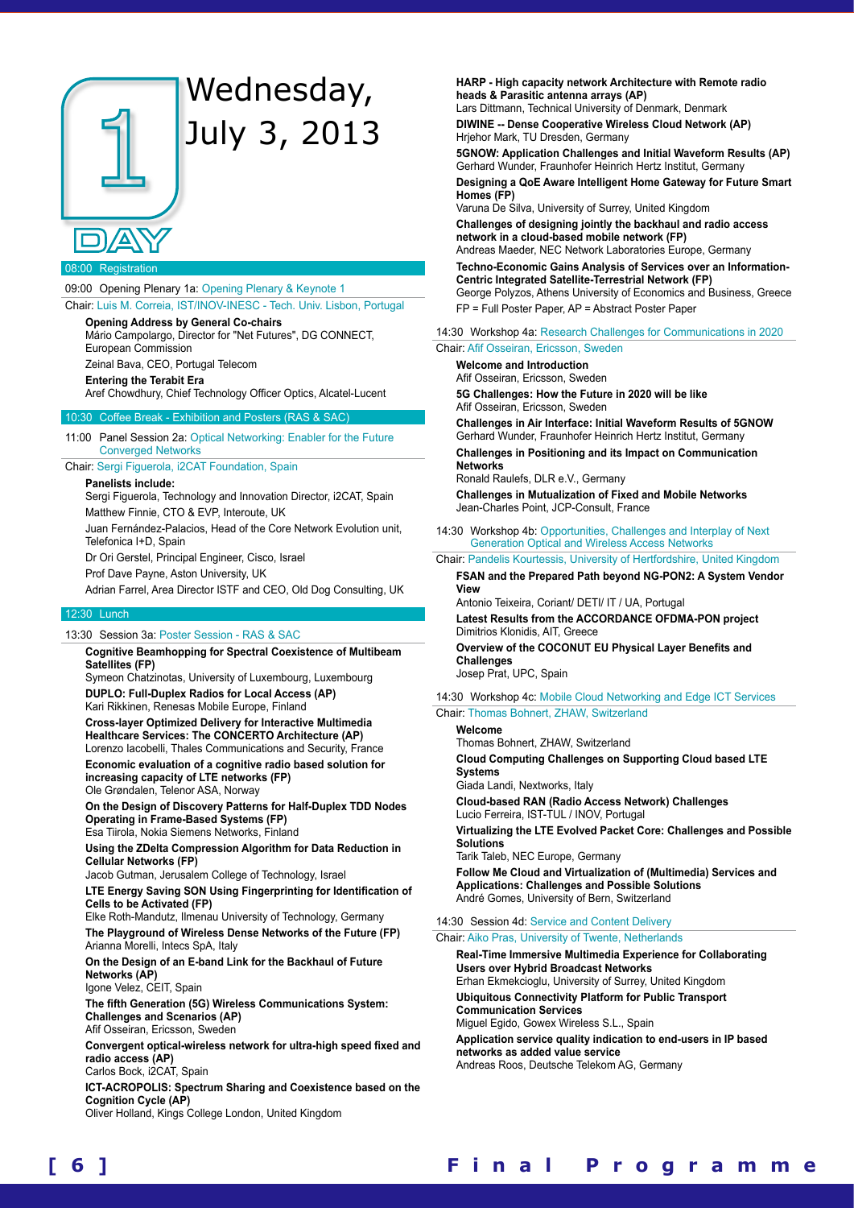# Wednesday, July 3, 2013

## DAY 1

08:00 Registration

09:00 Opening Plenary 1a: Opening Plenary & Keynote 1

Chair: Luis M. Correia, IST/INOV-INESC - Tech. Univ. Lisbon, Portugal

**Opening Address by General Co-chairs**
Mário Campolargo, Director for "Net Futures", DG CONNECT, European Commission
Zeinal Bava, CEO, Portugal Telecom

**Entering the Terabit Era**
Aref Chowdhury, Chief Technology Officer Optics, Alcatel-Lucent

10:30 Coffee Break - Exhibition and Posters (RAS & SAC)

11:00 Panel Session 2a: Optical Networking: Enabler for the Future Converged Networks

Chair: Sergi Figuerola, i2CAT Foundation, Spain

**Panelists include:**
Sergi Figuerola, Technology and Innovation Director, i2CAT, Spain
Matthew Finnie, CTO & EVP, Interoute, UK
Juan Fernández-Palacios, Head of the Core Network Evolution unit, Telefonica I+D, Spain
Dr Ori Gerstel, Principal Engineer, Cisco, Israel
Prof Dave Payne, Aston University, UK
Adrian Farrel, Area Director ISTF and CEO, Old Dog Consulting, UK

12:30 Lunch

13:30 Session 3a: Poster Session - RAS & SAC

**Cognitive Beamhopping for Spectral Coexistence of Multibeam Satellites (FP)**
Symeon Chatzinotas, University of Luxembourg, Luxembourg

**DUPLO: Full-Duplex Radios for Local Access (AP)**
Kari Rikkinen, Renesas Mobile Europe, Finland

**Cross-layer Optimized Delivery for Interactive Multimedia Healthcare Services: The CONCERTO Architecture (AP)**
Lorenzo Iacobelli, Thales Communications and Security, France

**Economic evaluation of a cognitive radio based solution for increasing capacity of LTE networks (FP)**
Ole Grøndalen, Telenor ASA, Norway

**On the Design of Discovery Patterns for Half-Duplex TDD Nodes Operating in Frame-Based Systems (FP)**
Esa Tiirola, Nokia Siemens Networks, Finland

**Using the ZDelta Compression Algorithm for Data Reduction in Cellular Networks (FP)**
Jacob Gutman, Jerusalem College of Technology, Israel

**LTE Energy Saving SON Using Fingerprinting for Identification of Cells to be Activated (FP)**
Elke Roth-Mandutz, Ilmenau University of Technology, Germany

**The Playground of Wireless Dense Networks of the Future (FP)**
Arianna Morelli, Intecs SpA, Italy

**On the Design of an E-band Link for the Backhaul of Future Networks (AP)**
Igone Velez, CEIT, Spain

**The fifth Generation (5G) Wireless Communications System: Challenges and Scenarios (AP)**
Afif Osseiran, Ericsson, Sweden

**Convergent optical-wireless network for ultra-high speed fixed and radio access (AP)**
Carlos Bock, i2CAT, Spain

**ICT-ACROPOLIS: Spectrum Sharing and Coexistence based on the Cognition Cycle (AP)**
Oliver Holland, Kings College London, United Kingdom

**HARP - High capacity network Architecture with Remote radio heads & Parasitic antenna arrays (AP)**
Lars Dittmann, Technical University of Denmark, Denmark

**DIWINE -- Dense Cooperative Wireless Cloud Network (AP)**
Hrjehor Mark, TU Dresden, Germany

**5GNOW: Application Challenges and Initial Waveform Results (AP)**
Gerhard Wunder, Fraunhofer Heinrich Hertz Institut, Germany

**Designing a QoE Aware Intelligent Home Gateway for Future Smart Homes (FP)**
Varuna De Silva, University of Surrey, United Kingdom

**Challenges of designing jointly the backhaul and radio access network in a cloud-based mobile network (FP)**
Andreas Maeder, NEC Network Laboratories Europe, Germany

**Techno-Economic Gains Analysis of Services over an Information-Centric Integrated Satellite-Terrestrial Network (FP)**
George Polyzos, Athens University of Economics and Business, Greece

FP = Full Poster Paper, AP = Abstract Poster Paper

14:30 Workshop 4a: Research Challenges for Communications in 2020

Chair: Afif Osseiran, Ericsson, Sweden

**Welcome and Introduction**
Afif Osseiran, Ericsson, Sweden

**5G Challenges: How the Future in 2020 will be like**
Afif Osseiran, Ericsson, Sweden

**Challenges in Air Interface: Initial Waveform Results of 5GNOW**
Gerhard Wunder, Fraunhofer Heinrich Hertz Institut, Germany

**Challenges in Positioning and its Impact on Communication Networks**
Ronald Raulefs, DLR e.V., Germany

**Challenges in Mutualization of Fixed and Mobile Networks**
Jean-Charles Point, JCP-Consult, France

14:30 Workshop 4b: Opportunities, Challenges and Interplay of Next Generation Optical and Wireless Access Networks

Chair: Pandelis Kourtessis, University of Hertfordshire, United Kingdom

**FSAN and the Prepared Path beyond NG-PON2: A System Vendor View**
Antonio Teixeira, Coriant/ DETI/ IT / UA, Portugal

**Latest Results from the ACCORDANCE OFDMA-PON project**
Dimitrios Klonidis, AIT, Greece

**Overview of the COCONUT EU Physical Layer Benefits and Challenges**
Josep Prat, UPC, Spain

14:30 Workshop 4c: Mobile Cloud Networking and Edge ICT Services

Chair: Thomas Bohnert, ZHAW, Switzerland

**Welcome**
Thomas Bohnert, ZHAW, Switzerland

**Cloud Computing Challenges on Supporting Cloud based LTE Systems**
Giada Landi, Nextworks, Italy

**Cloud-based RAN (Radio Access Network) Challenges**
Lucio Ferreira, IST-TUL / INOV, Portugal

**Virtualizing the LTE Evolved Packet Core: Challenges and Possible Solutions**
Tarik Taleb, NEC Europe, Germany

**Follow Me Cloud and Virtualization of (Multimedia) Services and Applications: Challenges and Possible Solutions**
André Gomes, University of Bern, Switzerland

14:30 Session 4d: Service and Content Delivery

Chair: Aiko Pras, University of Twente, Netherlands

**Real-Time Immersive Multimedia Experience for Collaborating Users over Hybrid Broadcast Networks**
Erhan Ekmekcioglu, University of Surrey, United Kingdom

**Ubiquitous Connectivity Platform for Public Transport Communication Services**
Miguel Egido, Gowex Wireless S.L., Spain

**Application service quality indication to end-users in IP based networks as added value service**
Andreas Roos, Deutsche Telekom AG, Germany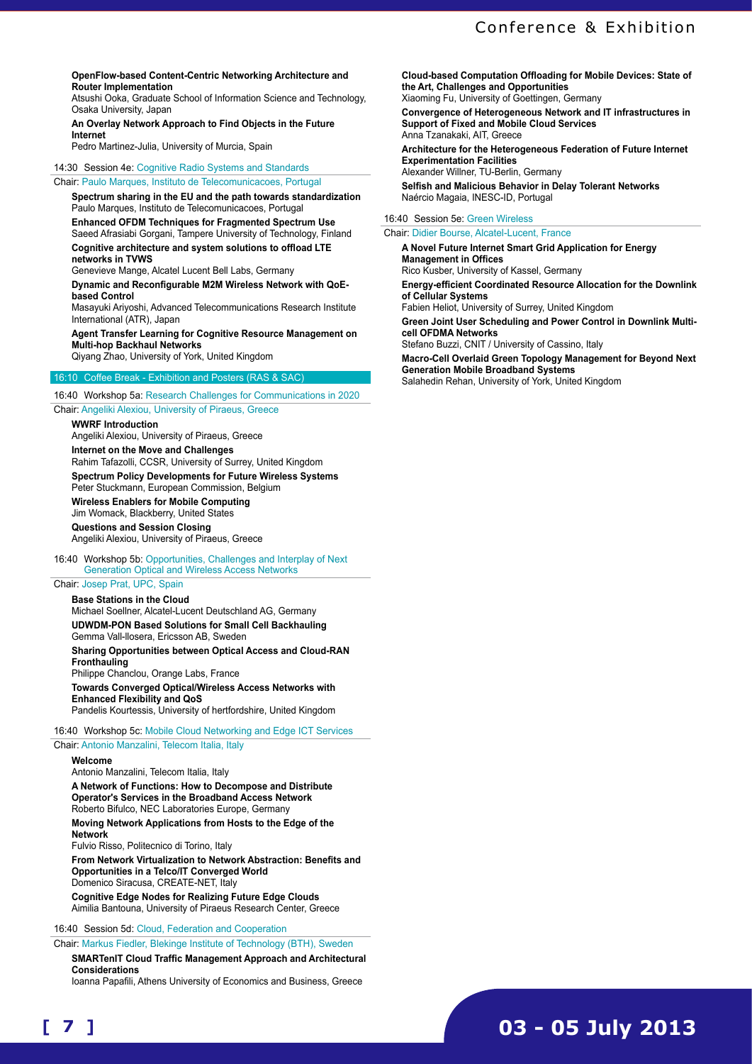**OpenFlow-based Content-Centric Networking Architecture and Router Implementation**
Atsushi Ooka, Graduate School of Information Science and Technology, Osaka University, Japan

**An Overlay Network Approach to Find Objects in the Future Internet**
Pedro Martinez-Julia, University of Murcia, Spain

### 14:30 Session 4e: Cognitive Radio Systems and Standards

Chair: Paulo Marques, Instituto de Telecomunicacoes, Portugal

**Spectrum sharing in the EU and the path towards standardization**
Paulo Marques, Instituto de Telecomunicacoes, Portugal

**Enhanced OFDM Techniques for Fragmented Spectrum Use**
Saeed Afrasiabi Gorgani, Tampere University of Technology, Finland

**Cognitive architecture and system solutions to offload LTE networks in TVWS**
Genevieve Mange, Alcatel Lucent Bell Labs, Germany

**Dynamic and Reconfigurable M2M Wireless Network with QoE-based Control**
Masayuki Ariyoshi, Advanced Telecommunications Research Institute International (ATR), Japan

**Agent Transfer Learning for Cognitive Resource Management on Multi-hop Backhaul Networks**
Qiyang Zhao, University of York, United Kingdom

### 16:10 Coffee Break - Exhibition and Posters (RAS & SAC)

### 16:40 Workshop 5a: Research Challenges for Communications in 2020

Chair: Angeliki Alexiou, University of Piraeus, Greece

**WWRF Introduction**
Angeliki Alexiou, University of Piraeus, Greece

**Internet on the Move and Challenges**
Rahim Tafazolli, CCSR, University of Surrey, United Kingdom

**Spectrum Policy Developments for Future Wireless Systems**
Peter Stuckmann, European Commission, Belgium

**Wireless Enablers for Mobile Computing**
Jim Womack, Blackberry, United States

**Questions and Session Closing**
Angeliki Alexiou, University of Piraeus, Greece

### 16:40 Workshop 5b: Opportunities, Challenges and Interplay of Next Generation Optical and Wireless Access Networks

Chair: Josep Prat, UPC, Spain

**Base Stations in the Cloud**
Michael Soellner, Alcatel-Lucent Deutschland AG, Germany

**UDWDM-PON Based Solutions for Small Cell Backhauling**
Gemma Vall-llosera, Ericsson AB, Sweden

**Sharing Opportunities between Optical Access and Cloud-RAN Fronthauling**
Philippe Chanclou, Orange Labs, France

**Towards Converged Optical/Wireless Access Networks with Enhanced Flexibility and QoS**
Pandelis Kourtessis, University of hertfordshire, United Kingdom

### 16:40 Workshop 5c: Mobile Cloud Networking and Edge ICT Services

Chair: Antonio Manzalini, Telecom Italia, Italy

**Welcome**
Antonio Manzalini, Telecom Italia, Italy

**A Network of Functions: How to Decompose and Distribute Operator's Services in the Broadband Access Network**
Roberto Bifulco, NEC Laboratories Europe, Germany

**Moving Network Applications from Hosts to the Edge of the Network**
Fulvio Risso, Politecnico di Torino, Italy

**From Network Virtualization to Network Abstraction: Benefits and Opportunities in a Telco/IT Converged World**
Domenico Siracusa, CREATE-NET, Italy

**Cognitive Edge Nodes for Realizing Future Edge Clouds**
Aimilia Bantouna, University of Piraeus Research Center, Greece

### 16:40 Session 5d: Cloud, Federation and Cooperation

Chair: Markus Fiedler, Blekinge Institute of Technology (BTH), Sweden

**SMARTenIT Cloud Traffic Management Approach and Architectural Considerations**
Ioanna Papafili, Athens University of Economics and Business, Greece

**Cloud-based Computation Offloading for Mobile Devices: State of the Art, Challenges and Opportunities**
Xiaoming Fu, University of Goettingen, Germany

**Convergence of Heterogeneous Network and IT infrastructures in Support of Fixed and Mobile Cloud Services**
Anna Tzanakaki, AIT, Greece

**Architecture for the Heterogeneous Federation of Future Internet Experimentation Facilities**
Alexander Willner, TU-Berlin, Germany

**Selfish and Malicious Behavior in Delay Tolerant Networks**
Naércio Magaia, INESC-ID, Portugal

### 16:40 Session 5e: Green Wireless

Chair: Didier Bourse, Alcatel-Lucent, France

**A Novel Future Internet Smart Grid Application for Energy Management in Offices**
Rico Kusber, University of Kassel, Germany

**Energy-efficient Coordinated Resource Allocation for the Downlink of Cellular Systems**
Fabien Heliot, University of Surrey, United Kingdom

**Green Joint User Scheduling and Power Control in Downlink Multi-cell OFDMA Networks**
Stefano Buzzi, CNIT / University of Cassino, Italy

**Macro-Cell Overlaid Green Topology Management for Beyond Next Generation Mobile Broadband Systems**
Salahedin Rehan, University of York, United Kingdom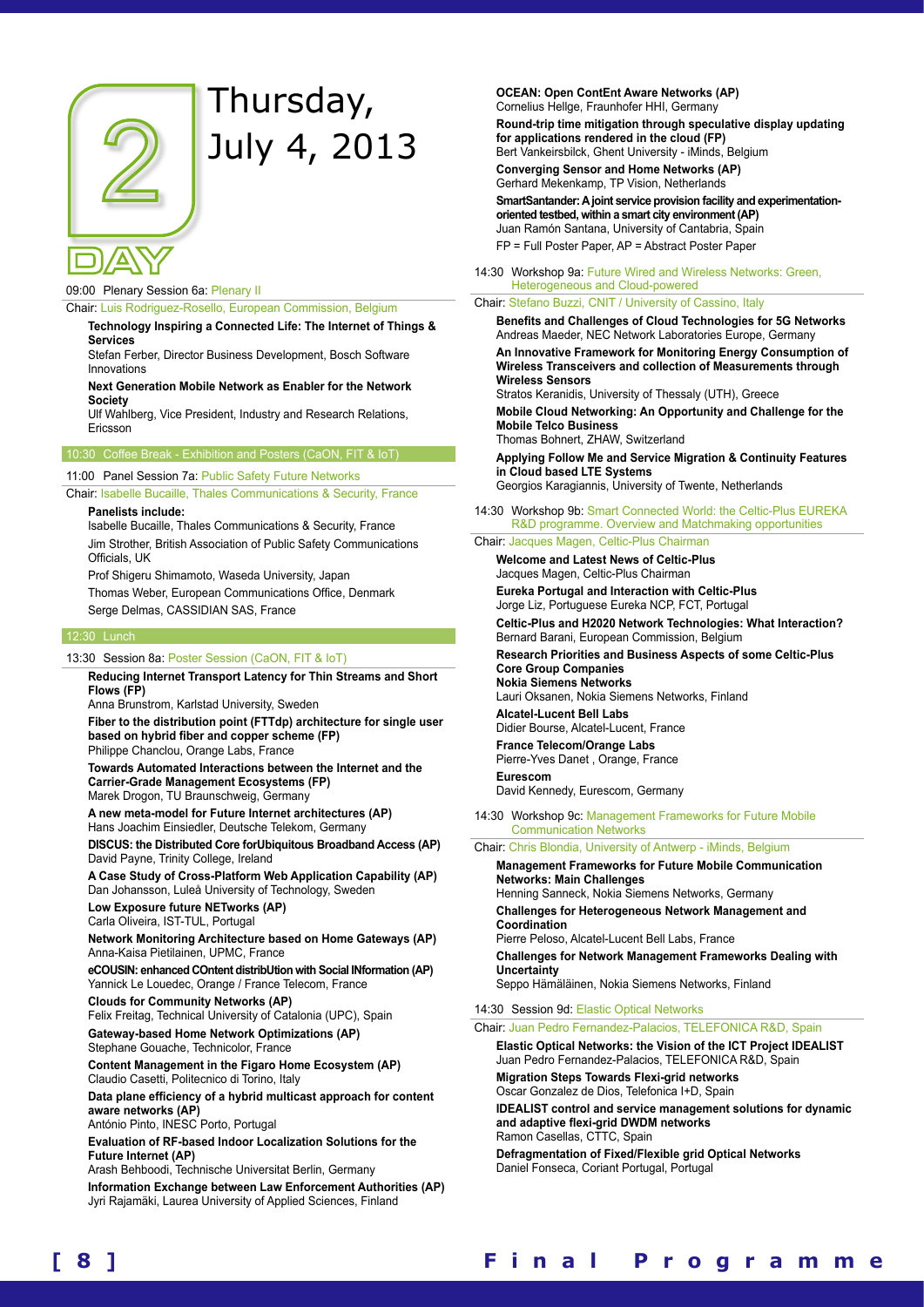# DAY 2

# Thursday, July 4, 2013

## 09:00 Plenary Session 6a: Plenary II

Chair: Luis Rodriguez-Rosello, European Commission, Belgium

**Technology Inspiring a Connected Life: The Internet of Things & Services**
Stefan Ferber, Director Business Development, Bosch Software Innovations

**Next Generation Mobile Network as Enabler for the Network Society**
Ulf Wahlberg, Vice President, Industry and Research Relations, Ericsson

## 10:30 Coffee Break - Exhibition and Posters (CaON, FIT & IoT)

## 11:00 Panel Session 7a: Public Safety Future Networks

Chair: Isabelle Bucaille, Thales Communications & Security, France

**Panelists include:**

Isabelle Bucaille, Thales Communications & Security, France

Jim Strother, British Association of Public Safety Communications Officials, UK

Prof Shigeru Shimamoto, Waseda University, Japan

Thomas Weber, European Communications Office, Denmark

Serge Delmas, CASSIDIAN SAS, France

## 12:30 Lunch

## 13:30 Session 8a: Poster Session (CaON, FIT & IoT)

**Reducing Internet Transport Latency for Thin Streams and Short Flows (FP)**
Anna Brunstrom, Karlstad University, Sweden

**Fiber to the distribution point (FTTdp) architecture for single user based on hybrid fiber and copper scheme (FP)**
Philippe Chanclou, Orange Labs, France

**Towards Automated Interactions between the Internet and the Carrier-Grade Management Ecosystems (FP)**
Marek Drogon, TU Braunschweig, Germany

**A new meta-model for Future Internet architectures (AP)**
Hans Joachim Einsiedler, Deutsche Telekom, Germany

**DISCUS: the Distributed Core forUbiquitous Broadband Access (AP)**
David Payne, Trinity College, Ireland

**A Case Study of Cross-Platform Web Application Capability (AP)**
Dan Johansson, Luleå University of Technology, Sweden

**Low Exposure future NETworks (AP)**
Carla Oliveira, IST-TUL, Portugal

**Network Monitoring Architecture based on Home Gateways (AP)**
Anna-Kaisa Pietilainen, UPMC, France

**eCOUSIN: enhanced COntent distribUtion with Social INformation (AP)**
Yannick Le Louedec, Orange / France Telecom, France

**Clouds for Community Networks (AP)**
Felix Freitag, Technical University of Catalonia (UPC), Spain

**Gateway-based Home Network Optimizations (AP)**
Stephane Gouache, Technicolor, France

**Content Management in the Figaro Home Ecosystem (AP)**
Claudio Casetti, Politecnico di Torino, Italy

**Data plane efficiency of a hybrid multicast approach for content aware networks (AP)**
António Pinto, INESC Porto, Portugal

**Evaluation of RF-based Indoor Localization Solutions for the Future Internet (AP)**
Arash Behboodi, Technische Universitat Berlin, Germany

**Information Exchange between Law Enforcement Authorities (AP)**
Jyri Rajamäki, Laurea University of Applied Sciences, Finland

**OCEAN: Open ContEnt Aware Networks (AP)**
Cornelius Hellge, Fraunhofer HHI, Germany

**Round-trip time mitigation through speculative display updating for applications rendered in the cloud (FP)**
Bert Vankeirsbilck, Ghent University - iMinds, Belgium

**Converging Sensor and Home Networks (AP)**
Gerhard Mekenkamp, TP Vision, Netherlands

**SmartSantander: A joint service provision facility and experimentation-oriented testbed, within a smart city environment (AP)**
Juan Ramón Santana, University of Cantabria, Spain

FP = Full Poster Paper, AP = Abstract Poster Paper

## 14:30 Workshop 9a: Future Wired and Wireless Networks: Green, Heterogeneous and Cloud-powered

Chair: Stefano Buzzi, CNIT / University of Cassino, Italy

**Benefits and Challenges of Cloud Technologies for 5G Networks**
Andreas Maeder, NEC Network Laboratories Europe, Germany

**An Innovative Framework for Monitoring Energy Consumption of Wireless Transceivers and collection of Measurements through Wireless Sensors**
Stratos Keranidis, University of Thessaly (UTH), Greece

**Mobile Cloud Networking: An Opportunity and Challenge for the Mobile Telco Business**
Thomas Bohnert, ZHAW, Switzerland

**Applying Follow Me and Service Migration & Continuity Features in Cloud based LTE Systems**
Georgios Karagiannis, University of Twente, Netherlands

## 14:30 Workshop 9b: Smart Connected World: the Celtic-Plus EUREKA R&D programme. Overview and Matchmaking opportunities

Chair: Jacques Magen, Celtic-Plus Chairman

**Welcome and Latest News of Celtic-Plus**
Jacques Magen, Celtic-Plus Chairman

**Eureka Portugal and Interaction with Celtic-Plus**
Jorge Liz, Portuguese Eureka NCP, FCT, Portugal

**Celtic-Plus and H2020 Network Technologies: What Interaction?**
Bernard Barani, European Commission, Belgium

**Research Priorities and Business Aspects of some Celtic-Plus Core Group Companies**

**Nokia Siemens Networks**
Lauri Oksanen, Nokia Siemens Networks, Finland

**Alcatel-Lucent Bell Labs**
Didier Bourse, Alcatel-Lucent, France

**France Telecom/Orange Labs**
Pierre-Yves Danet , Orange, France

**Eurescom**
David Kennedy, Eurescom, Germany

## 14:30 Workshop 9c: Management Frameworks for Future Mobile Communication Networks

Chair: Chris Blondia, University of Antwerp - iMinds, Belgium

**Management Frameworks for Future Mobile Communication Networks: Main Challenges**
Henning Sanneck, Nokia Siemens Networks, Germany

**Challenges for Heterogeneous Network Management and Coordination**
Pierre Peloso, Alcatel-Lucent Bell Labs, France

**Challenges for Network Management Frameworks Dealing with Uncertainty**
Seppo Hämäläinen, Nokia Siemens Networks, Finland

## 14:30 Session 9d: Elastic Optical Networks

Chair: Juan Pedro Fernandez-Palacios, TELEFONICA R&D, Spain

**Elastic Optical Networks: the Vision of the ICT Project IDEALIST**
Juan Pedro Fernandez-Palacios, TELEFONICA R&D, Spain

**Migration Steps Towards Flexi-grid networks**
Oscar Gonzalez de Dios, Telefonica I+D, Spain

**IDEALIST control and service management solutions for dynamic and adaptive flexi-grid DWDM networks**
Ramon Casellas, CTTC, Spain

**Defragmentation of Fixed/Flexible grid Optical Networks**
Daniel Fonseca, Coriant Portugal, Portugal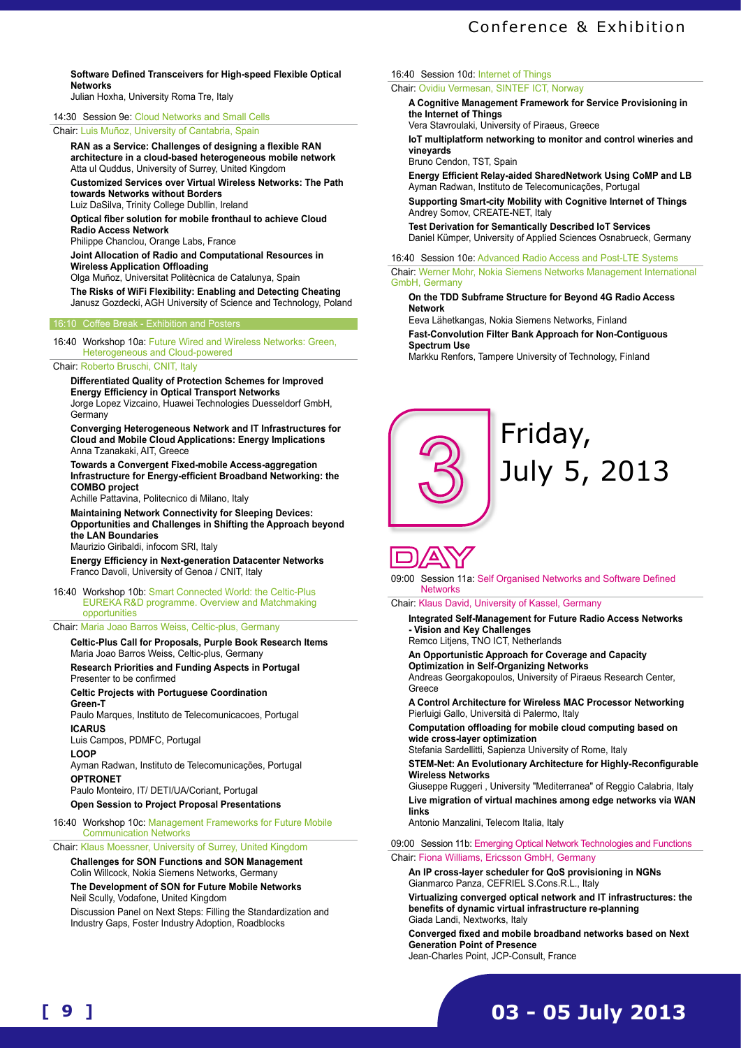**Software Defined Transceivers for High-speed Flexible Optical Networks**
Julian Hoxha, University Roma Tre, Italy

14:30 Session 9e: Cloud Networks and Small Cells

Chair: Luis Muñoz, University of Cantabria, Spain

**RAN as a Service: Challenges of designing a flexible RAN architecture in a cloud-based heterogeneous mobile network**
Atta ul Quddus, University of Surrey, United Kingdom

**Customized Services over Virtual Wireless Networks: The Path towards Networks without Borders**
Luiz DaSilva, Trinity College Dubllin, Ireland

**Optical fiber solution for mobile fronthaul to achieve Cloud Radio Access Network**
Philippe Chanclou, Orange Labs, France

**Joint Allocation of Radio and Computational Resources in Wireless Application Offloading**
Olga Muñoz, Universitat Politècnica de Catalunya, Spain

**The Risks of WiFi Flexibility: Enabling and Detecting Cheating**
Janusz Gozdecki, AGH University of Science and Technology, Poland

16:10 Coffee Break - Exhibition and Posters

16:40 Workshop 10a: Future Wired and Wireless Networks: Green, Heterogeneous and Cloud-powered

Chair: Roberto Bruschi, CNIT, Italy

**Differentiated Quality of Protection Schemes for Improved Energy Efficiency in Optical Transport Networks**
Jorge Lopez Vizcaino, Huawei Technologies Duesseldorf GmbH, Germany

**Converging Heterogeneous Network and IT Infrastructures for Cloud and Mobile Cloud Applications: Energy Implications**
Anna Tzanakaki, AIT, Greece

**Towards a Convergent Fixed-mobile Access-aggregation Infrastructure for Energy-efficient Broadband Networking: the COMBO project**
Achille Pattavina, Politecnico di Milano, Italy

**Maintaining Network Connectivity for Sleeping Devices: Opportunities and Challenges in Shifting the Approach beyond the LAN Boundaries**
Maurizio Giribaldi, infocom SRl, Italy

**Energy Efficiency in Next-generation Datacenter Networks**
Franco Davoli, University of Genoa / CNIT, Italy

16:40 Workshop 10b: Smart Connected World: the Celtic-Plus EUREKA R&D programme. Overview and Matchmaking opportunities

Chair: Maria Joao Barros Weiss, Celtic-plus, Germany

**Celtic-Plus Call for Proposals, Purple Book Research Items**
Maria Joao Barros Weiss, Celtic-plus, Germany

**Research Priorities and Funding Aspects in Portugal**
Presenter to be confirmed

**Celtic Projects with Portuguese Coordination**

**Green-T**
Paulo Marques, Instituto de Telecomunicacoes, Portugal

**ICARUS**
Luis Campos, PDMFC, Portugal

**LOOP**
Ayman Radwan, Instituto de Telecomunicações, Portugal

**OPTRONET**
Paulo Monteiro, IT/ DETI/UA/Coriant, Portugal

**Open Session to Project Proposal Presentations**

16:40 Workshop 10c: Management Frameworks for Future Mobile Communication Networks

Chair: Klaus Moessner, University of Surrey, United Kingdom

**Challenges for SON Functions and SON Management**
Colin Willcock, Nokia Siemens Networks, Germany

**The Development of SON for Future Mobile Networks**
Neil Scully, Vodafone, United Kingdom

Discussion Panel on Next Steps: Filling the Standardization and Industry Gaps, Foster Industry Adoption, Roadblocks

16:40 Session 10d: Internet of Things

Chair: Ovidiu Vermesan, SINTEF ICT, Norway

**A Cognitive Management Framework for Service Provisioning in the Internet of Things**
Vera Stavroulaki, University of Piraeus, Greece

**IoT multiplatform networking to monitor and control wineries and vineyards**
Bruno Cendon, TST, Spain

**Energy Efficient Relay-aided SharedNetwork Using CoMP and LB**
Ayman Radwan, Instituto de Telecomunicações, Portugal

**Supporting Smart-city Mobility with Cognitive Internet of Things**
Andrey Somov, CREATE-NET, Italy

**Test Derivation for Semantically Described IoT Services**
Daniel Kümper, University of Applied Sciences Osnabrueck, Germany

16:40 Session 10e: Advanced Radio Access and Post-LTE Systems

Chair: Werner Mohr, Nokia Siemens Networks Management International GmbH, Germany

**On the TDD Subframe Structure for Beyond 4G Radio Access Network**
Eeva Lähetkangas, Nokia Siemens Networks, Finland

**Fast-Convolution Filter Bank Approach for Non-Contiguous Spectrum Use**
Markku Renfors, Tampere University of Technology, Finland

# DAY 3 Friday, July 5, 2013

09:00 Session 11a: Self Organised Networks and Software Defined Networks

Chair: Klaus David, University of Kassel, Germany

**Integrated Self-Management for Future Radio Access Networks - Vision and Key Challenges**
Remco Litjens, TNO ICT, Netherlands

**An Opportunistic Approach for Coverage and Capacity Optimization in Self-Organizing Networks**
Andreas Georgakopoulos, University of Piraeus Research Center, Greece

**A Control Architecture for Wireless MAC Processor Networking**
Pierluigi Gallo, Università di Palermo, Italy

**Computation offloading for mobile cloud computing based on wide cross-layer optimization**
Stefania Sardellitti, Sapienza University of Rome, Italy

**STEM-Net: An Evolutionary Architecture for Highly-Reconfigurable Wireless Networks**
Giuseppe Ruggeri , University "Mediterranea" of Reggio Calabria, Italy

**Live migration of virtual machines among edge networks via WAN links**
Antonio Manzalini, Telecom Italia, Italy

09:00 Session 11b: Emerging Optical Network Technologies and Functions

Chair: Fiona Williams, Ericsson GmbH, Germany

**An IP cross-layer scheduler for QoS provisioning in NGNs**
Gianmarco Panza, CEFRIEL S.Cons.R.L., Italy

**Virtualizing converged optical network and IT infrastructures: the benefits of dynamic virtual infrastructure re-planning**
Giada Landi, Nextworks, Italy

**Converged fixed and mobile broadband networks based on Next Generation Point of Presence**
Jean-Charles Point, JCP-Consult, France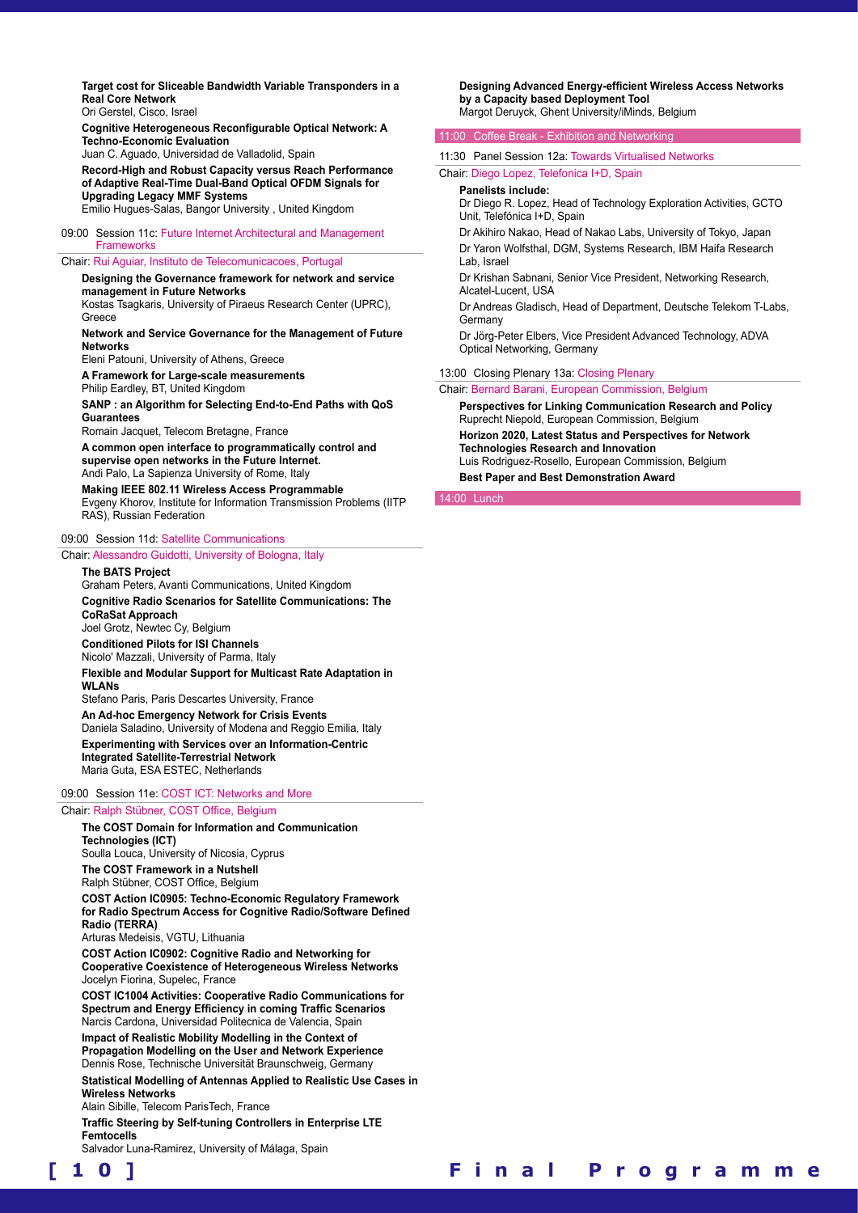**Target cost for Sliceable Bandwidth Variable Transponders in a Real Core Network**
Ori Gerstel, Cisco, Israel

**Cognitive Heterogeneous Reconfigurable Optical Network: A Techno-Economic Evaluation**
Juan C. Aguado, Universidad de Valladolid, Spain

**Record-High and Robust Capacity versus Reach Performance of Adaptive Real-Time Dual-Band Optical OFDM Signals for Upgrading Legacy MMF Systems**
Emilio Hugues-Salas, Bangor University , United Kingdom

## 09:00 Session 11c: Future Internet Architectural and Management Frameworks

Chair: Rui Aguiar, Instituto de Telecomunicacoes, Portugal

**Designing the Governance framework for network and service management in Future Networks**
Kostas Tsagkaris, University of Piraeus Research Center (UPRC), Greece

**Network and Service Governance for the Management of Future Networks**
Eleni Patouni, University of Athens, Greece

**A Framework for Large-scale measurements**
Philip Eardley, BT, United Kingdom

**SANP : an Algorithm for Selecting End-to-End Paths with QoS Guarantees**
Romain Jacquet, Telecom Bretagne, France

**A common open interface to programmatically control and supervise open networks in the Future Internet.**
Andi Palo, La Sapienza University of Rome, Italy

**Making IEEE 802.11 Wireless Access Programmable**
Evgeny Khorov, Institute for Information Transmission Problems (IITP RAS), Russian Federation

## 09:00 Session 11d: Satellite Communications

Chair: Alessandro Guidotti, University of Bologna, Italy

**The BATS Project**
Graham Peters, Avanti Communications, United Kingdom

**Cognitive Radio Scenarios for Satellite Communications: The CoRaSat Approach**
Joel Grotz, Newtec Cy, Belgium

**Conditioned Pilots for ISI Channels**
Nicolo' Mazzali, University of Parma, Italy

**Flexible and Modular Support for Multicast Rate Adaptation in WLANs**
Stefano Paris, Paris Descartes University, France

**An Ad-hoc Emergency Network for Crisis Events**
Daniela Saladino, University of Modena and Reggio Emilia, Italy

**Experimenting with Services over an Information-Centric Integrated Satellite-Terrestrial Network**
Maria Guta, ESA ESTEC, Netherlands

## 09:00 Session 11e: COST ICT: Networks and More

Chair: Ralph Stübner, COST Office, Belgium

**The COST Domain for Information and Communication Technologies (ICT)**
Soulla Louca, University of Nicosia, Cyprus

**The COST Framework in a Nutshell**
Ralph Stübner, COST Office, Belgium

**COST Action IC0905: Techno-Economic Regulatory Framework for Radio Spectrum Access for Cognitive Radio/Software Defined Radio (TERRA)**
Arturas Medeisis, VGTU, Lithuania

**COST Action IC0902: Cognitive Radio and Networking for Cooperative Coexistence of Heterogeneous Wireless Networks**
Jocelyn Fiorina, Supelec, France

**COST IC1004 Activities: Cooperative Radio Communications for Spectrum and Energy Efficiency in coming Traffic Scenarios**
Narcis Cardona, Universidad Politecnica de Valencia, Spain

**Impact of Realistic Mobility Modelling in the Context of Propagation Modelling on the User and Network Experience**
Dennis Rose, Technische Universität Braunschweig, Germany

**Statistical Modelling of Antennas Applied to Realistic Use Cases in Wireless Networks**
Alain Sibille, Telecom ParisTech, France

**Traffic Steering by Self-tuning Controllers in Enterprise LTE Femtocells**
Salvador Luna-Ramirez, University of Málaga, Spain

**Designing Advanced Energy-efficient Wireless Access Networks by a Capacity based Deployment Tool**
Margot Deruyck, Ghent University/iMinds, Belgium

## 11:00 Coffee Break - Exhibition and Networking

## 11:30 Panel Session 12a: Towards Virtualised Networks

Chair: Diego Lopez, Telefonica I+D, Spain

**Panelists include:**

Dr Diego R. Lopez, Head of Technology Exploration Activities, GCTO Unit, Telefónica I+D, Spain

Dr Akihiro Nakao, Head of Nakao Labs, University of Tokyo, Japan

Dr Yaron Wolfsthal, DGM, Systems Research, IBM Haifa Research Lab, Israel

Dr Krishan Sabnani, Senior Vice President, Networking Research, Alcatel-Lucent, USA

Dr Andreas Gladisch, Head of Department, Deutsche Telekom T-Labs, Germany

Dr Jörg-Peter Elbers, Vice President Advanced Technology, ADVA Optical Networking, Germany

## 13:00 Closing Plenary 13a: Closing Plenary

Chair: Bernard Barani, European Commission, Belgium

**Perspectives for Linking Communication Research and Policy**
Ruprecht Niepold, European Commission, Belgium

**Horizon 2020, Latest Status and Perspectives for Network Technologies Research and Innovation**
Luis Rodriguez-Rosello, European Commission, Belgium

**Best Paper and Best Demonstration Award**

## 14:00 Lunch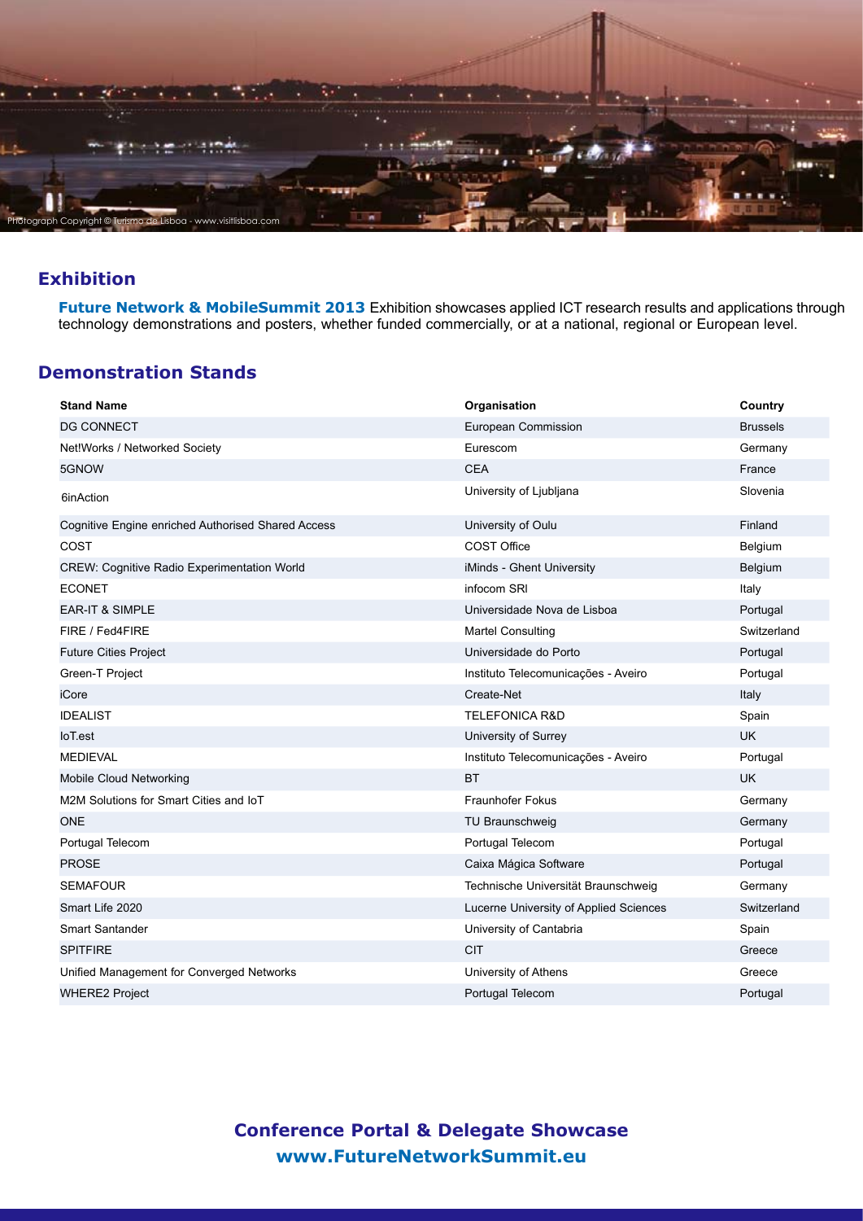Photograph Copyright © Turismo de Lisboa - www.visitlisboa.com

## Exhibition

**Future Network & MobileSummit 2013** Exhibition showcases applied ICT research results and applications through technology demonstrations and posters, whether funded commercially, or at a national, regional or European level.

## Demonstration Stands

| Stand Name | Organisation | Country |
|---|---|---|
| DG CONNECT | European Commission | Brussels |
| Net!Works / Networked Society | Eurescom | Germany |
| 5GNOW | CEA | France |
| 6inAction | University of Ljubljana | Slovenia |
| Cognitive Engine enriched Authorised Shared Access | University of Oulu | Finland |
| COST | COST Office | Belgium |
| CREW: Cognitive Radio Experimentation World | iMinds - Ghent University | Belgium |
| ECONET | infocom SRI | Italy |
| EAR-IT & SIMPLE | Universidade Nova de Lisboa | Portugal |
| FIRE / Fed4FIRE | Martel Consulting | Switzerland |
| Future Cities Project | Universidade do Porto | Portugal |
| Green-T Project | Instituto Telecomunicações - Aveiro | Portugal |
| iCore | Create-Net | Italy |
| IDEALIST | TELEFONICA R&D | Spain |
| IoT.est | University of Surrey | UK |
| MEDIEVAL | Instituto Telecomunicações - Aveiro | Portugal |
| Mobile Cloud Networking | BT | UK |
| M2M Solutions for Smart Cities and IoT | Fraunhofer Fokus | Germany |
| ONE | TU Braunschweig | Germany |
| Portugal Telecom | Portugal Telecom | Portugal |
| PROSE | Caixa Mágica Software | Portugal |
| SEMAFOUR | Technische Universität Braunschweig | Germany |
| Smart Life 2020 | Lucerne University of Applied Sciences | Switzerland |
| Smart Santander | University of Cantabria | Spain |
| SPITFIRE | CIT | Greece |
| Unified Management for Converged Networks | University of Athens | Greece |
| WHERE2 Project | Portugal Telecom | Portugal |

**Conference Portal & Delegate Showcase**
**www.FutureNetworkSummit.eu**